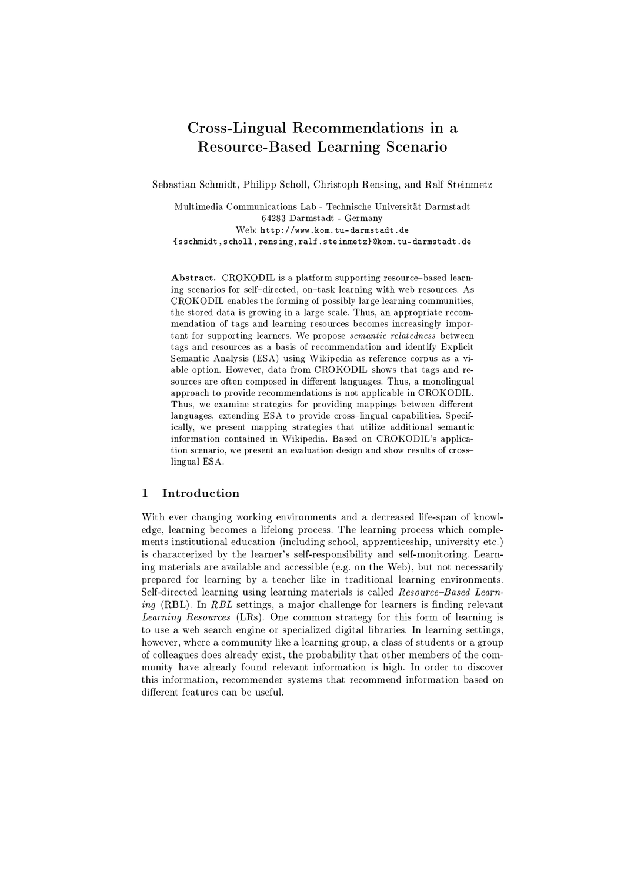# Cross-Lingual Recommendations in a Resource-Based Learning Scenario

Sebastian Schmidt, Philipp Scholl, Christoph Rensing, and Ralf Steinmetz

Multimedia Communications Lab - Technische Universität Darmstadt
64283 Darmstadt - Germany
Web: http://www.kom.tu-darmstadt.de
{sschmidt,scholl,rensing,ralf.steinmetz}@kom.tu-darmstadt.de

**Abstract.** CROKODIL is a platform supporting resource–based learning scenarios for self–directed, on–task learning with web resources. As CROKODIL enables the forming of possibly large learning communities, the stored data is growing in a large scale. Thus, an appropriate recommendation of tags and learning resources becomes increasingly important for supporting learners. We propose *semantic relatedness* between tags and resources as a basis of recommendation and identify Explicit Semantic Analysis (ESA) using Wikipedia as reference corpus as a viable option. However, data from CROKODIL shows that tags and resources are often composed in different languages. Thus, a monolingual approach to provide recommendations is not applicable in CROKODIL. Thus, we examine strategies for providing mappings between different languages, extending ESA to provide cross–lingual capabilities. Specifically, we present mapping strategies that utilize additional semantic information contained in Wikipedia. Based on CROKODIL's application scenario, we present an evaluation design and show results of cross–lingual ESA.

## 1 Introduction

With ever changing working environments and a decreased life-span of knowledge, learning becomes a lifelong process. The learning process which complements institutional education (including school, apprenticeship, university etc.) is characterized by the learner's self-responsibility and self-monitoring. Learning materials are available and accessible (e.g. on the Web), but not necessarily prepared for learning by a teacher like in traditional learning environments. Self-directed learning using learning materials is called *Resource–Based Learning* (RBL). In *RBL* settings, a major challenge for learners is finding relevant *Learning Resources* (LRs). One common strategy for this form of learning is to use a web search engine or specialized digital libraries. In learning settings, however, where a community like a learning group, a class of students or a group of colleagues does already exist, the probability that other members of the community have already found relevant information is high. In order to discover this information, recommender systems that recommend information based on different features can be useful.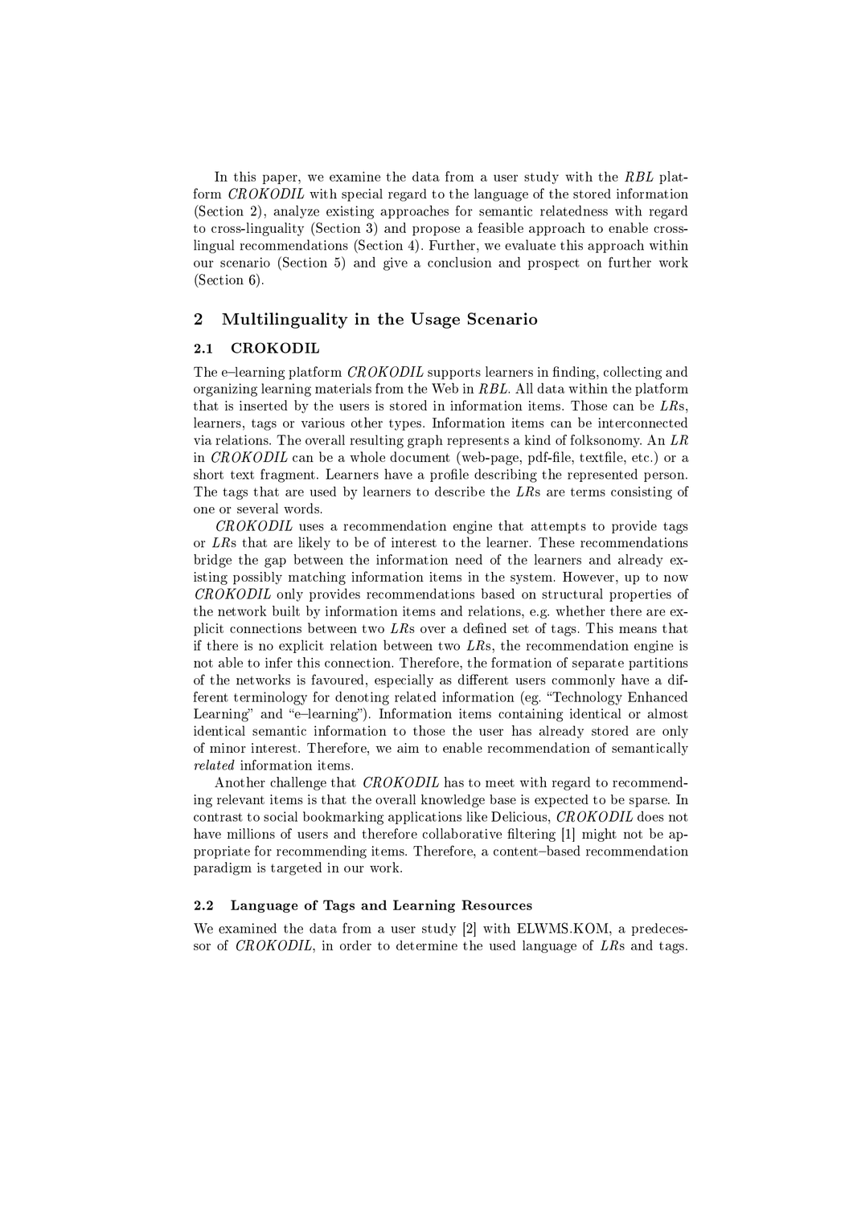In this paper, we examine the data from a user study with the *RBL* platform *CROKODIL* with special regard to the language of the stored information (Section 2), analyze existing approaches for semantic relatedness with regard to cross-linguality (Section 3) and propose a feasible approach to enable cross-lingual recommendations (Section 4). Further, we evaluate this approach within our scenario (Section 5) and give a conclusion and prospect on further work (Section 6).

## 2 Multilinguality in the Usage Scenario

### 2.1 CROKODIL

The e–learning platform *CROKODIL* supports learners in finding, collecting and organizing learning materials from the Web in *RBL*. All data within the platform that is inserted by the users is stored in information items. Those can be *LR*s, learners, tags or various other types. Information items can be interconnected via relations. The overall resulting graph represents a kind of folksonomy. An *LR* in *CROKODIL* can be a whole document (web-page, pdf-file, textfile, etc.) or a short text fragment. Learners have a profile describing the represented person. The tags that are used by learners to describe the *LR*s are terms consisting of one or several words.

*CROKODIL* uses a recommendation engine that attempts to provide tags or *LR*s that are likely to be of interest to the learner. These recommendations bridge the gap between the information need of the learners and already existing possibly matching information items in the system. However, up to now *CROKODIL* only provides recommendations based on structural properties of the network built by information items and relations, e.g. whether there are explicit connections between two *LR*s over a defined set of tags. This means that if there is no explicit relation between two *LR*s, the recommendation engine is not able to infer this connection. Therefore, the formation of separate partitions of the networks is favoured, especially as different users commonly have a different terminology for denoting related information (eg. "Technology Enhanced Learning" and "e–learning"). Information items containing identical or almost identical semantic information to those the user has already stored are only of minor interest. Therefore, we aim to enable recommendation of semantically *related* information items.

Another challenge that *CROKODIL* has to meet with regard to recommending relevant items is that the overall knowledge base is expected to be sparse. In contrast to social bookmarking applications like Delicious, *CROKODIL* does not have millions of users and therefore collaborative filtering [1] might not be appropriate for recommending items. Therefore, a content–based recommendation paradigm is targeted in our work.

### 2.2 Language of Tags and Learning Resources

We examined the data from a user study [2] with ELWMS.KOM, a predecessor of *CROKODIL*, in order to determine the used language of *LR*s and tags.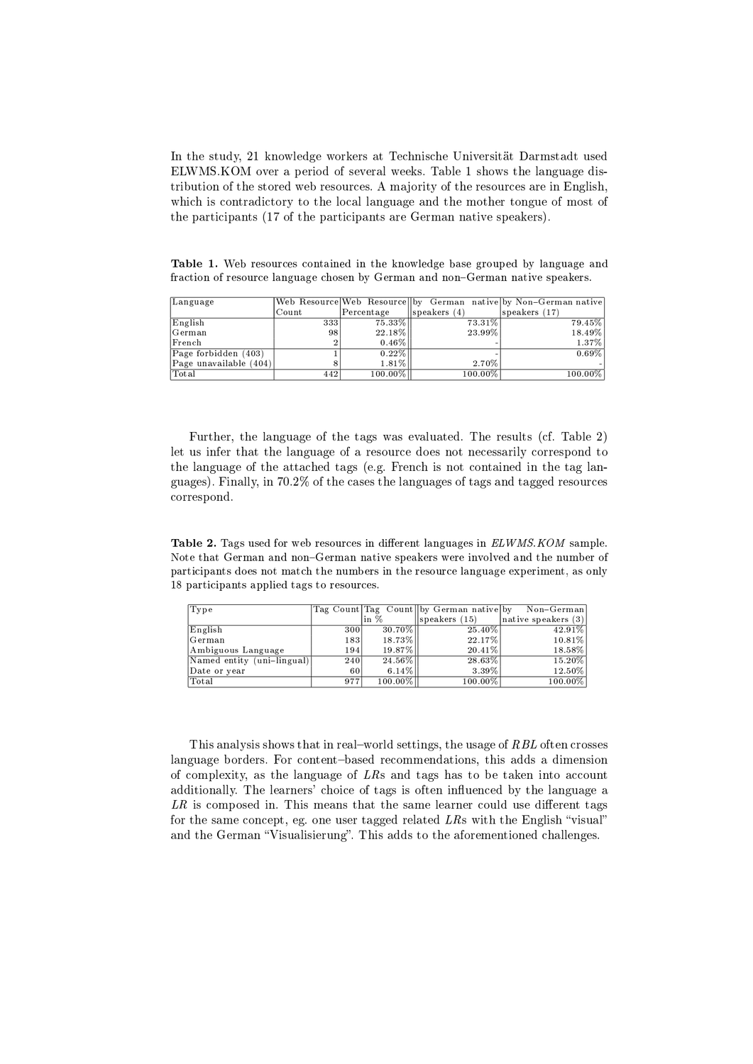In the study, 21 knowledge workers at Technische Universität Darmstadt used ELWMS.KOM over a period of several weeks. Table 1 shows the language distribution of the stored web resources. A majority of the resources are in English, which is contradictory to the local language and the mother tongue of most of the participants (17 of the participants are German native speakers).

**Table 1.** Web resources contained in the knowledge base grouped by language and fraction of resource language chosen by German and non–German native speakers.

| Language | Web Resource Count | Web Resource Percentage | by German native speakers (4) | by Non–German native speakers (17) |
|---|---|---|---|---|
| English | 333 | 75.33% | 73.31% | 79.45% |
| German | 98 | 22.18% | 23.99% | 18.49% |
| French | 2 | 0.46% | - | 1.37% |
| Page forbidden (403) | 1 | 0.22% | - | 0.69% |
| Page unavailable (404) | 8 | 1.81% | 2.70% | - |
| Total | 442 | 100.00% | 100.00% | 100.00% |

Further, the language of the tags was evaluated. The results (cf. Table 2) let us infer that the language of a resource does not necessarily correspond to the language of the attached tags (e.g. French is not contained in the tag languages). Finally, in 70.2% of the cases the languages of tags and tagged resources correspond.

**Table 2.** Tags used for web resources in different languages in *ELWMS.KOM* sample. Note that German and non–German native speakers were involved and the number of participants does not match the numbers in the resource language experiment, as only 18 participants applied tags to resources.

| Type | Tag Count | Tag Count in % | by German native speakers (15) | by Non–German native speakers (3) |
|---|---|---|---|---|
| English | 300 | 30.70% | 25.40% | 42.91% |
| German | 183 | 18.73% | 22.17% | 10.81% |
| Ambiguous Language | 194 | 19.87% | 20.41% | 18.58% |
| Named entity (uni–lingual) | 240 | 24.56% | 28.63% | 15.20% |
| Date or year | 60 | 6.14% | 3.39% | 12.50% |
| Total | 977 | 100.00% | 100.00% | 100.00% |

This analysis shows that in real–world settings, the usage of *RBL* often crosses language borders. For content–based recommendations, this adds a dimension of complexity, as the language of *LR*s and tags has to be taken into account additionally. The learners' choice of tags is often influenced by the language a *LR* is composed in. This means that the same learner could use different tags for the same concept, eg. one user tagged related *LR*s with the English "visual" and the German "Visualisierung". This adds to the aforementioned challenges.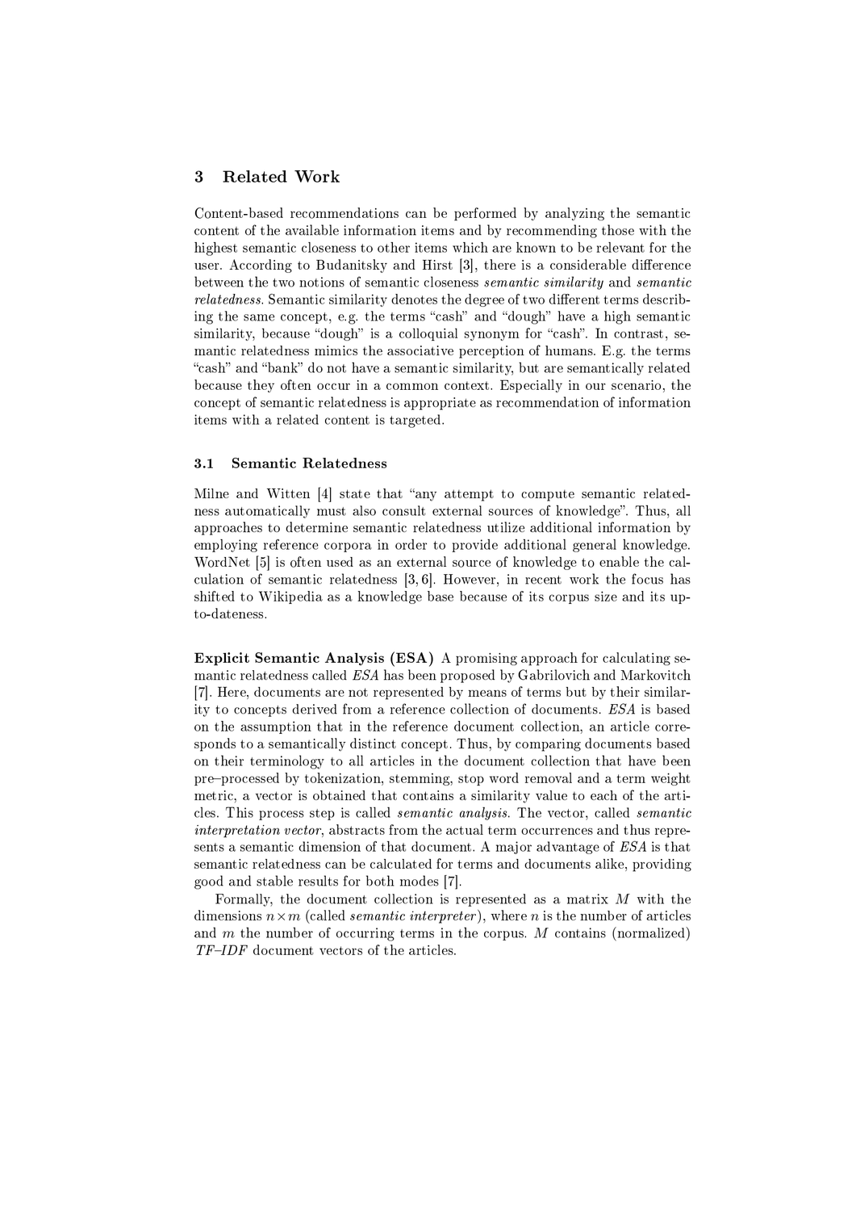## 3 Related Work

Content-based recommendations can be performed by analyzing the semantic content of the available information items and by recommending those with the highest semantic closeness to other items which are known to be relevant for the user. According to Budanitsky and Hirst [3], there is a considerable difference between the two notions of semantic closeness *semantic similarity* and *semantic relatedness*. Semantic similarity denotes the degree of two different terms describing the same concept, e.g. the terms "cash" and "dough" have a high semantic similarity, because "dough" is a colloquial synonym for "cash". In contrast, semantic relatedness mimics the associative perception of humans. E.g. the terms "cash" and "bank" do not have a semantic similarity, but are semantically related because they often occur in a common context. Especially in our scenario, the concept of semantic relatedness is appropriate as recommendation of information items with a related content is targeted.

### 3.1 Semantic Relatedness

Milne and Witten [4] state that "any attempt to compute semantic relatedness automatically must also consult external sources of knowledge". Thus, all approaches to determine semantic relatedness utilize additional information by employing reference corpora in order to provide additional general knowledge. WordNet [5] is often used as an external source of knowledge to enable the calculation of semantic relatedness [3, 6]. However, in recent work the focus has shifted to Wikipedia as a knowledge base because of its corpus size and its up-to-dateness.

**Explicit Semantic Analysis (ESA)** A promising approach for calculating semantic relatedness called *ESA* has been proposed by Gabrilovich and Markovitch [7]. Here, documents are not represented by means of terms but by their similarity to concepts derived from a reference collection of documents. *ESA* is based on the assumption that in the reference document collection, an article corresponds to a semantically distinct concept. Thus, by comparing documents based on their terminology to all articles in the document collection that have been pre–processed by tokenization, stemming, stop word removal and a term weight metric, a vector is obtained that contains a similarity value to each of the articles. This process step is called *semantic analysis*. The vector, called *semantic interpretation vector*, abstracts from the actual term occurrences and thus represents a semantic dimension of that document. A major advantage of *ESA* is that semantic relatedness can be calculated for terms and documents alike, providing good and stable results for both modes [7].

Formally, the document collection is represented as a matrix $M$ with the dimensions $n \times m$ (called *semantic interpreter*), where $n$ is the number of articles and $m$ the number of occurring terms in the corpus. $M$ contains (normalized) *TF–IDF* document vectors of the articles.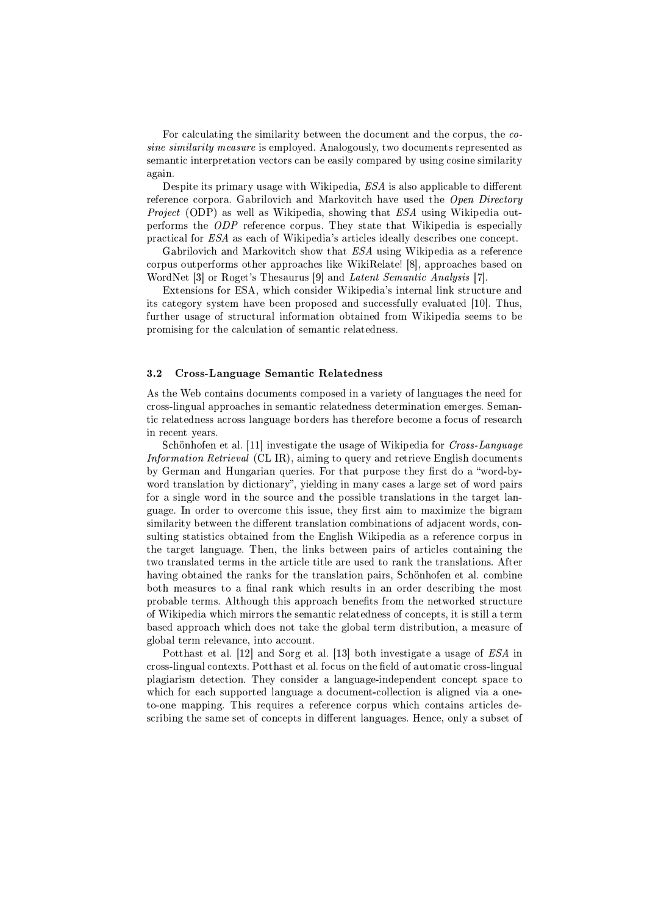For calculating the similarity between the document and the corpus, the *cosine similarity measure* is employed. Analogously, two documents represented as semantic interpretation vectors can be easily compared by using cosine similarity again.

Despite its primary usage with Wikipedia, *ESA* is also applicable to different reference corpora. Gabrilovich and Markovitch have used the *Open Directory Project* (ODP) as well as Wikipedia, showing that *ESA* using Wikipedia outperforms the *ODP* reference corpus. They state that Wikipedia is especially practical for *ESA* as each of Wikipedia's articles ideally describes one concept.

Gabrilovich and Markovitch show that *ESA* using Wikipedia as a reference corpus outperforms other approaches like WikiRelate! [8], approaches based on WordNet [3] or Roget's Thesaurus [9] and *Latent Semantic Analysis* [7].

Extensions for ESA, which consider Wikipedia's internal link structure and its category system have been proposed and successfully evaluated [10]. Thus, further usage of structural information obtained from Wikipedia seems to be promising for the calculation of semantic relatedness.

### 3.2 Cross-Language Semantic Relatedness

As the Web contains documents composed in a variety of languages the need for cross-lingual approaches in semantic relatedness determination emerges. Semantic relatedness across language borders has therefore become a focus of research in recent years.

Schönhofen et al. [11] investigate the usage of Wikipedia for *Cross-Language Information Retrieval* (CL IR), aiming to query and retrieve English documents by German and Hungarian queries. For that purpose they first do a "word-by-word translation by dictionary", yielding in many cases a large set of word pairs for a single word in the source and the possible translations in the target language. In order to overcome this issue, they first aim to maximize the bigram similarity between the different translation combinations of adjacent words, consulting statistics obtained from the English Wikipedia as a reference corpus in the target language. Then, the links between pairs of articles containing the two translated terms in the article title are used to rank the translations. After having obtained the ranks for the translation pairs, Schönhofen et al. combine both measures to a final rank which results in an order describing the most probable terms. Although this approach benefits from the networked structure of Wikipedia which mirrors the semantic relatedness of concepts, it is still a term based approach which does not take the global term distribution, a measure of global term relevance, into account.

Potthast et al. [12] and Sorg et al. [13] both investigate a usage of *ESA* in cross-lingual contexts. Potthast et al. focus on the field of automatic cross-lingual plagiarism detection. They consider a language-independent concept space to which for each supported language a document-collection is aligned via a one-to-one mapping. This requires a reference corpus which contains articles describing the same set of concepts in different languages. Hence, only a subset of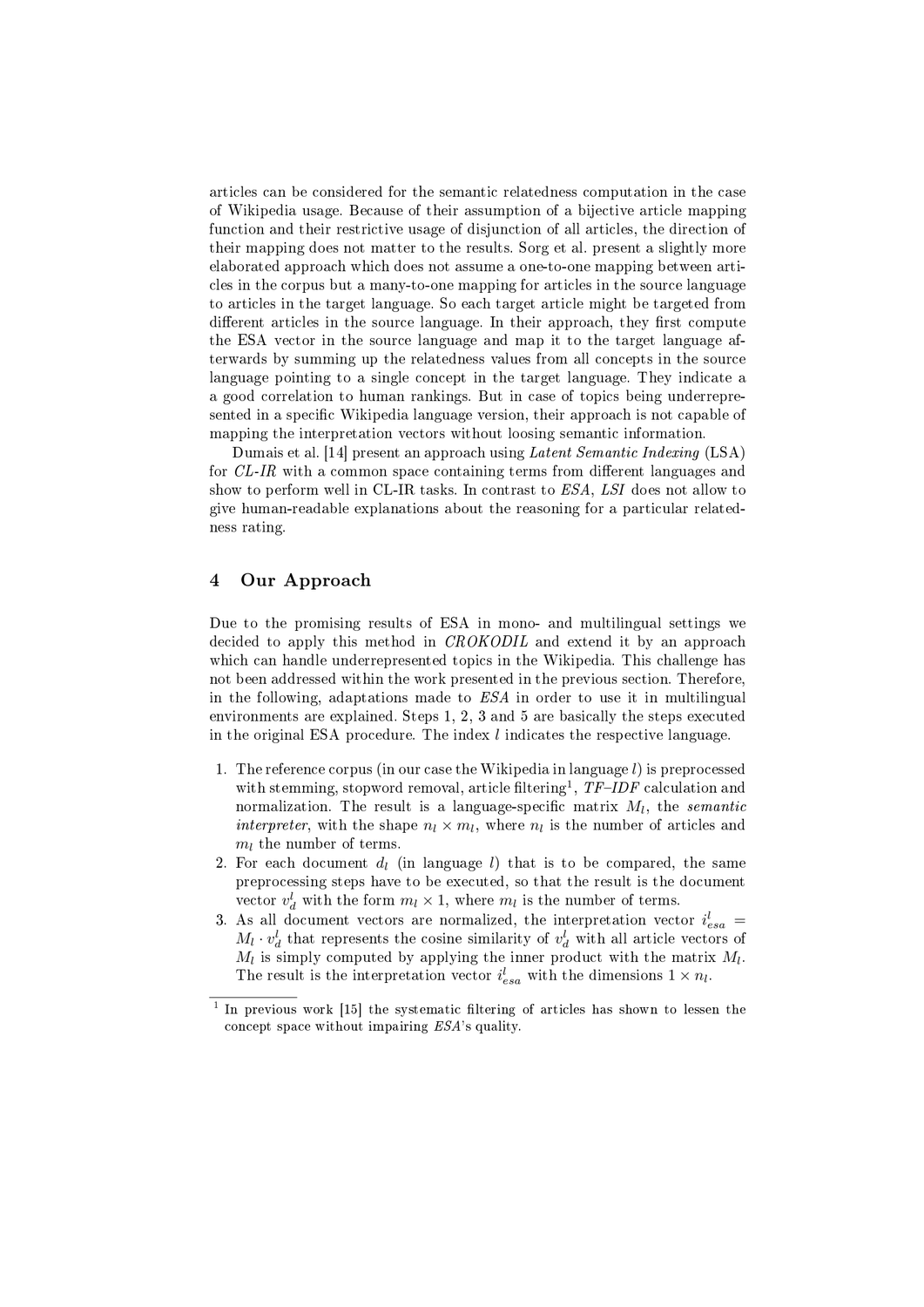articles can be considered for the semantic relatedness computation in the case of Wikipedia usage. Because of their assumption of a bijective article mapping function and their restrictive usage of disjunction of all articles, the direction of their mapping does not matter to the results. Sorg et al. present a slightly more elaborated approach which does not assume a one-to-one mapping between articles in the corpus but a many-to-one mapping for articles in the source language to articles in the target language. So each target article might be targeted from different articles in the source language. In their approach, they first compute the ESA vector in the source language and map it to the target language afterwards by summing up the relatedness values from all concepts in the source language pointing to a single concept in the target language. They indicate a a good correlation to human rankings. But in case of topics being underrepresented in a specific Wikipedia language version, their approach is not capable of mapping the interpretation vectors without loosing semantic information.

Dumais et al. [14] present an approach using *Latent Semantic Indexing* (LSA) for *CL-IR* with a common space containing terms from different languages and show to perform well in CL-IR tasks. In contrast to *ESA*, *LSI* does not allow to give human-readable explanations about the reasoning for a particular relatedness rating.

## 4 Our Approach

Due to the promising results of ESA in mono- and multilingual settings we decided to apply this method in *CROKODIL* and extend it by an approach which can handle underrepresented topics in the Wikipedia. This challenge has not been addressed within the work presented in the previous section. Therefore, in the following, adaptations made to *ESA* in order to use it in multilingual environments are explained. Steps 1, 2, 3 and 5 are basically the steps executed in the original ESA procedure. The index $l$ indicates the respective language.

1. The reference corpus (in our case the Wikipedia in language $l$) is preprocessed with stemming, stopword removal, article filtering[1], *TF–IDF* calculation and normalization. The result is a language-specific matrix $M_l$, the *semantic interpreter*, with the shape $n_l \times m_l$, where $n_l$ is the number of articles and $m_l$ the number of terms.
2. For each document $d_l$ (in language $l$) that is to be compared, the same preprocessing steps have to be executed, so that the result is the document vector $v_d^l$ with the form $m_l \times 1$, where $m_l$ is the number of terms.
3. As all document vectors are normalized, the interpretation vector $i_{esa}^l = M_l \cdot v_d^l$ that represents the cosine similarity of $v_d^l$ with all article vectors of $M_l$ is simply computed by applying the inner product with the matrix $M_l$. The result is the interpretation vector $i_{esa}^l$ with the dimensions $1 \times n_l$.

[1] In previous work [15] the systematic filtering of articles has shown to lessen the concept space without impairing *ESA*'s quality.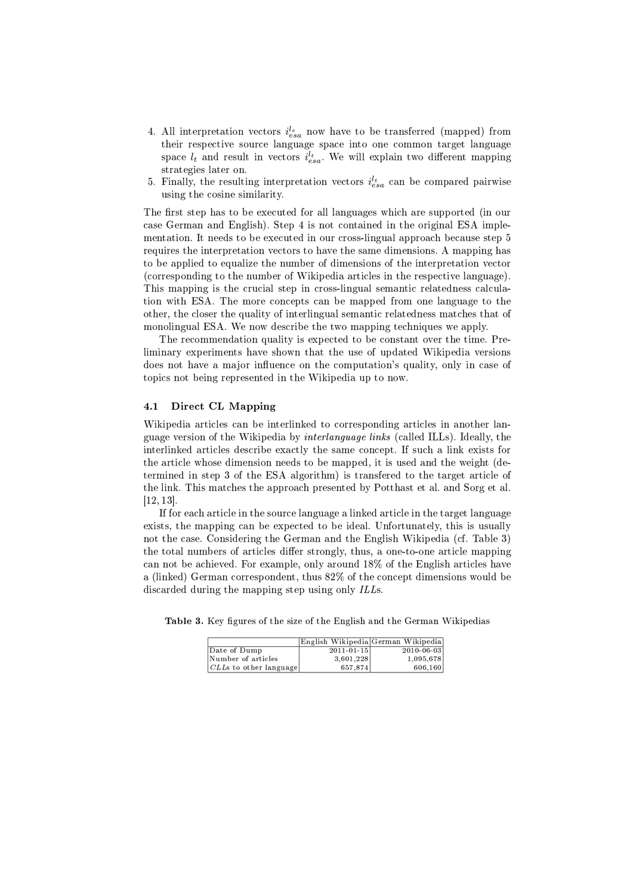4. All interpretation vectors $i_{esa}^{l_s}$ now have to be transferred (mapped) from their respective source language space into one common target language space $l_t$ and result in vectors $i_{esa}^{l_t}$. We will explain two different mapping strategies later on.
5. Finally, the resulting interpretation vectors $i_{esa}^{l_t}$ can be compared pairwise using the cosine similarity.

The first step has to be executed for all languages which are supported (in our case German and English). Step 4 is not contained in the original ESA implementation. It needs to be executed in our cross-lingual approach because step 5 requires the interpretation vectors to have the same dimensions. A mapping has to be applied to equalize the number of dimensions of the interpretation vector (corresponding to the number of Wikipedia articles in the respective language). This mapping is the crucial step in cross-lingual semantic relatedness calculation with ESA. The more concepts can be mapped from one language to the other, the closer the quality of interlingual semantic relatedness matches that of monolingual ESA. We now describe the two mapping techniques we apply.

The recommendation quality is expected to be constant over the time. Preliminary experiments have shown that the use of updated Wikipedia versions does not have a major influence on the computation's quality, only in case of topics not being represented in the Wikipedia up to now.

### 4.1 Direct CL Mapping

Wikipedia articles can be interlinked to corresponding articles in another language version of the Wikipedia by *interlanguage links* (called ILLs). Ideally, the interlinked articles describe exactly the same concept. If such a link exists for the article whose dimension needs to be mapped, it is used and the weight (determined in step 3 of the ESA algorithm) is transfered to the target article of the link. This matches the approach presented by Potthast et al. and Sorg et al. [12, 13].

If for each article in the source language a linked article in the target language exists, the mapping can be expected to be ideal. Unfortunately, this is usually not the case. Considering the German and the English Wikipedia (cf. Table 3) the total numbers of articles differ strongly, thus, a one-to-one article mapping can not be achieved. For example, only around 18% of the English articles have a (linked) German correspondent, thus 82% of the concept dimensions would be discarded during the mapping step using only *ILL*s.

**Table 3.** Key figures of the size of the English and the German Wikipedias

| | English Wikipedia | German Wikipedia |
|---|---|---|
| Date of Dump | 2011-01-15 | 2010-06-03 |
| Number of articles | 3,601,228 | 1,095,678 |
| *CLL*s to other language | 657,874 | 606,160 |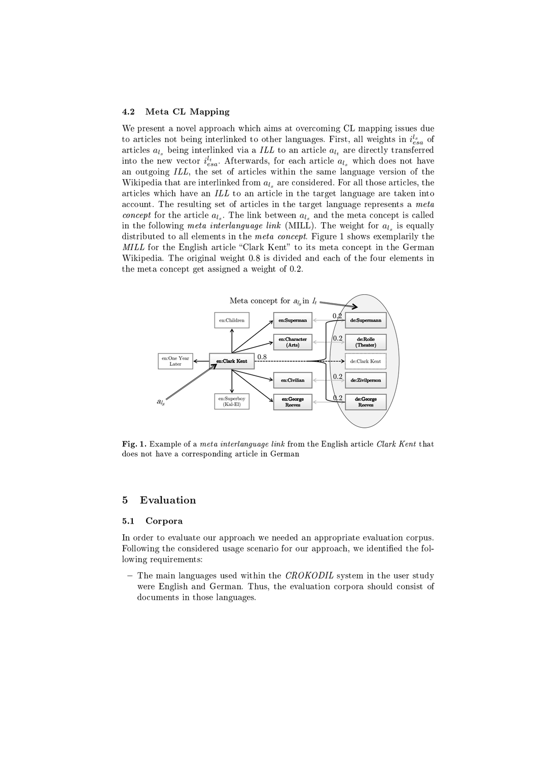### 4.2 Meta CL Mapping

We present a novel approach which aims at overcoming CL mapping issues due to articles not being interlinked to other languages. First, all weights in $i_{esa}^{l_s}$ of articles $a_{l_s}$ being interlinked via a *ILL* to an article $a_{l_t}$ are directly transferred into the new vector $i_{esa}^{l_t}$. Afterwards, for each article $a_{l_s}$ which does not have an outgoing *ILL*, the set of articles within the same language version of the Wikipedia that are interlinked from $a_{l_s}$ are considered. For all those articles, the articles which have an *ILL* to an article in the target language are taken into account. The resulting set of articles in the target language represents a *meta concept* for the article $a_{l_s}$. The link between $a_{l_s}$ and the meta concept is called in the following *meta interlanguage link* (MILL). The weight for $a_{l_s}$ is equally distributed to all elements in the *meta concept*. Figure 1 shows exemplarily the *MILL* for the English article "Clark Kent" to its meta concept in the German Wikipedia. The original weight 0.8 is divided and each of the four elements in the meta concept get assigned a weight of 0.2.

**Fig. 1.** Example of a *meta interlanguage link* from the English article *Clark Kent* that does not have a corresponding article in German

## 5 Evaluation

### 5.1 Corpora

In order to evaluate our approach we needed an appropriate evaluation corpus. Following the considered usage scenario for our approach, we identified the following requirements:

- The main languages used within the *CROKODIL* system in the user study were English and German. Thus, the evaluation corpora should consist of documents in those languages.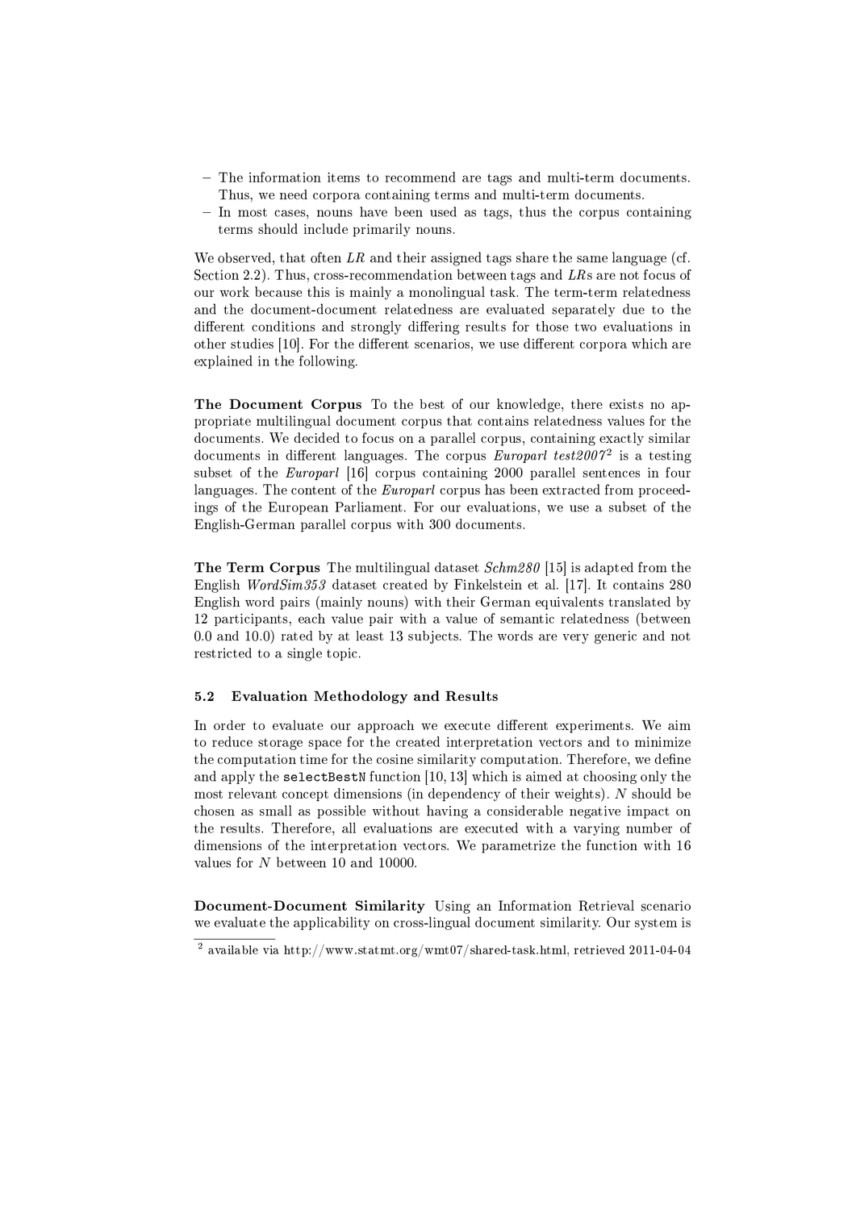- The information items to recommend are tags and multi-term documents. Thus, we need corpora containing terms and multi-term documents.
- In most cases, nouns have been used as tags, thus the corpus containing terms should include primarily nouns.

We observed, that often *LR* and their assigned tags share the same language (cf. Section 2.2). Thus, cross-recommendation between tags and *LR*s are not focus of our work because this is mainly a monolingual task. The term-term relatedness and the document-document relatedness are evaluated separately due to the different conditions and strongly differing results for those two evaluations in other studies [10]. For the different scenarios, we use different corpora which are explained in the following.

**The Document Corpus** To the best of our knowledge, there exists no appropriate multilingual document corpus that contains relatedness values for the documents. We decided to focus on a parallel corpus, containing exactly similar documents in different languages. The corpus *Europarl test2007*[2] is a testing subset of the *Europarl* [16] corpus containing 2000 parallel sentences in four languages. The content of the *Europarl* corpus has been extracted from proceedings of the European Parliament. For our evaluations, we use a subset of the English-German parallel corpus with 300 documents.

**The Term Corpus** The multilingual dataset *Schm280* [15] is adapted from the English *WordSim353* dataset created by Finkelstein et al. [17]. It contains 280 English word pairs (mainly nouns) with their German equivalents translated by 12 participants, each value pair with a value of semantic relatedness (between 0.0 and 10.0) rated by at least 13 subjects. The words are very generic and not restricted to a single topic.

### 5.2 Evaluation Methodology and Results

In order to evaluate our approach we execute different experiments. We aim to reduce storage space for the created interpretation vectors and to minimize the computation time for the cosine similarity computation. Therefore, we define and apply the `selectBestN` function [10, 13] which is aimed at choosing only the most relevant concept dimensions (in dependency of their weights). $N$ should be chosen as small as possible without having a considerable negative impact on the results. Therefore, all evaluations are executed with a varying number of dimensions of the interpretation vectors. We parametrize the function with 16 values for $N$ between 10 and 10000.

**Document-Document Similarity** Using an Information Retrieval scenario we evaluate the applicability on cross-lingual document similarity. Our system is

[2] available via http://www.statmt.org/wmt07/shared-task.html, retrieved 2011-04-04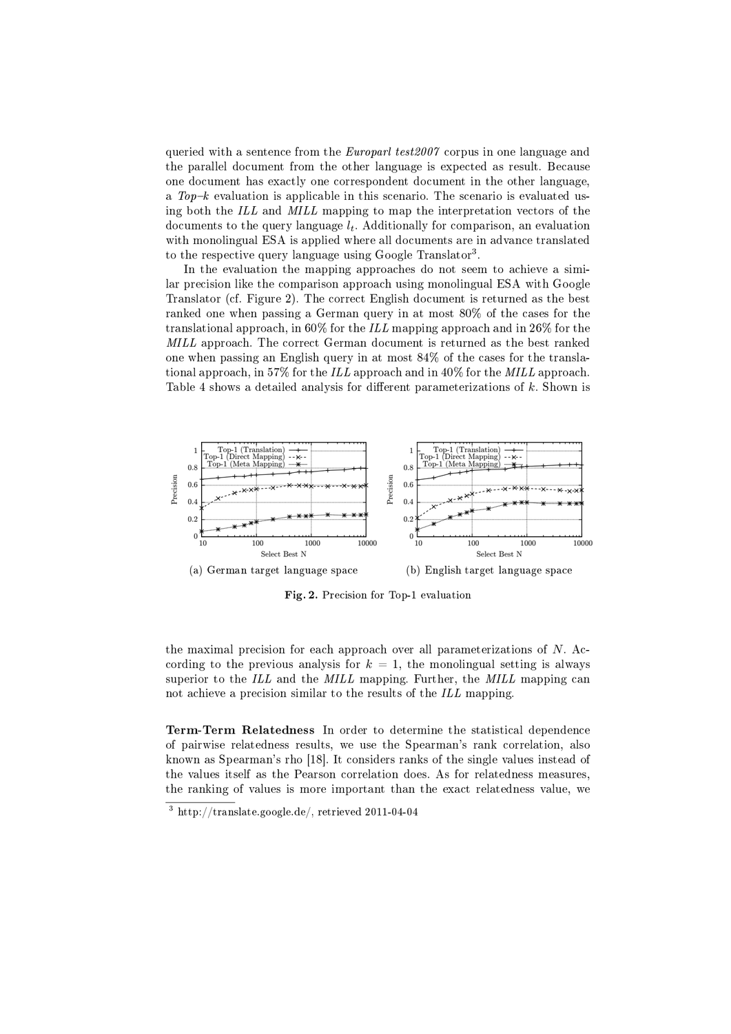queried with a sentence from the *Europarl test2007* corpus in one language and the parallel document from the other language is expected as result. Because one document has exactly one correspondent document in the other language, a *Top–k* evaluation is applicable in this scenario. The scenario is evaluated using both the *ILL* and *MILL* mapping to map the interpretation vectors of the documents to the query language $l_t$. Additionally for comparison, an evaluation with monolingual ESA is applied where all documents are in advance translated to the respective query language using Google Translator[3].

In the evaluation the mapping approaches do not seem to achieve a similar precision like the comparison approach using monolingual ESA with Google Translator (cf. Figure 2). The correct English document is returned as the best ranked one when passing a German query in at most 80% of the cases for the translational approach, in 60% for the *ILL* mapping approach and in 26% for the *MILL* approach. The correct German document is returned as the best ranked one when passing an English query in at most 84% of the cases for the translational approach, in 57% for the *ILL* approach and in 40% for the *MILL* approach. Table 4 shows a detailed analysis for different parameterizations of $k$. Shown is

(a) German target language space

(b) English target language space

**Fig. 2.** Precision for Top-1 evaluation

the maximal precision for each approach over all parameterizations of $N$. According to the previous analysis for $k = 1$, the monolingual setting is always superior to the *ILL* and the *MILL* mapping. Further, the *MILL* mapping can not achieve a precision similar to the results of the *ILL* mapping.

**Term-Term Relatedness** In order to determine the statistical dependence of pairwise relatedness results, we use the Spearman's rank correlation, also known as Spearman's rho [18]. It considers ranks of the single values instead of the values itself as the Pearson correlation does. As for relatedness measures, the ranking of values is more important than the exact relatedness value, we

[3] http://translate.google.de/, retrieved 2011-04-04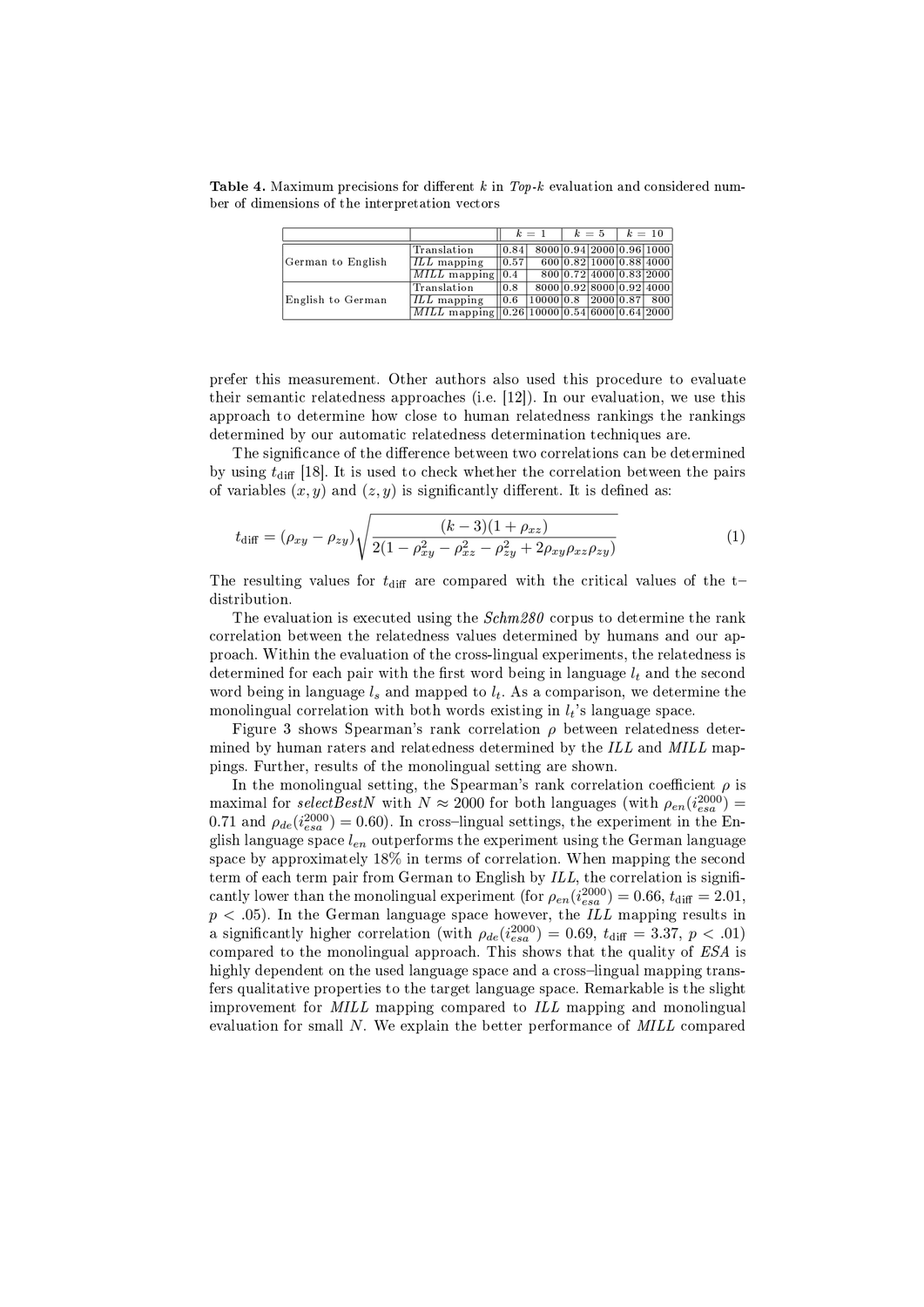**Table 4.** Maximum precisions for different $k$ in *Top-k* evaluation and considered number of dimensions of the interpretation vectors

| | | $k=1$ | | $k=5$ | | $k=10$ | |
|---|---|---|---|---|---|---|---|
| German to English | Translation | 0.84 | 8000 | 0.94 | 2000 | 0.96 | 1000 |
| | *ILL* mapping | 0.57 | 600 | 0.82 | 1000 | 0.88 | 4000 |
| | *MILL* mapping | 0.4 | 800 | 0.72 | 4000 | 0.83 | 2000 |
| English to German | Translation | 0.8 | 8000 | 0.92 | 8000 | 0.92 | 4000 |
| | *ILL* mapping | 0.6 | 10000 | 0.8 | 2000 | 0.87 | 800 |
| | *MILL* mapping | 0.26 | 10000 | 0.54 | 6000 | 0.64 | 2000 |

prefer this measurement. Other authors also used this procedure to evaluate their semantic relatedness approaches (i.e. [12]). In our evaluation, we use this approach to determine how close to human relatedness rankings the rankings determined by our automatic relatedness determination techniques are.

The significance of the difference between two correlations can be determined by using $t_{\text{diff}}$ [18]. It is used to check whether the correlation between the pairs of variables $(x, y)$ and $(z, y)$ is significantly different. It is defined as:

$$t_{\text{diff}} = (\rho_{xy} - \rho_{zy})\sqrt{\frac{(k-3)(1+\rho_{xz})}{2(1-\rho_{xy}^2-\rho_{xz}^2-\rho_{zy}^2+2\rho_{xy}\rho_{xz}\rho_{zy})}} \tag{1}$$

The resulting values for $t_{\text{diff}}$ are compared with the critical values of the t–distribution.

The evaluation is executed using the *Schm280* corpus to determine the rank correlation between the relatedness values determined by humans and our approach. Within the evaluation of the cross-lingual experiments, the relatedness is determined for each pair with the first word being in language $l_t$ and the second word being in language $l_s$ and mapped to $l_t$. As a comparison, we determine the monolingual correlation with both words existing in $l_t$'s language space.

Figure 3 shows Spearman's rank correlation $\rho$ between relatedness determined by human raters and relatedness determined by the *ILL* and *MILL* mappings. Further, results of the monolingual setting are shown.

In the monolingual setting, the Spearman's rank correlation coefficient $\rho$ is maximal for *selectBestN* with $N \approx 2000$ for both languages (with $\rho_{en}(i_{esa}^{2000}) = 0.71$ and $\rho_{de}(i_{esa}^{2000}) = 0.60$). In cross–lingual settings, the experiment in the English language space $l_{en}$ outperforms the experiment using the German language space by approximately 18% in terms of correlation. When mapping the second term of each term pair from German to English by *ILL*, the correlation is significantly lower than the monolingual experiment (for $\rho_{en}(i_{esa}^{2000}) = 0.66$, $t_{\text{diff}} = 2.01$, $p < .05$). In the German language space however, the *ILL* mapping results in a significantly higher correlation (with $\rho_{de}(i_{esa}^{2000}) = 0.69$, $t_{\text{diff}} = 3.37$, $p < .01$) compared to the monolingual approach. This shows that the quality of *ESA* is highly dependent on the used language space and a cross–lingual mapping transfers qualitative properties to the target language space. Remarkable is the slight improvement for *MILL* mapping compared to *ILL* mapping and monolingual evaluation for small $N$. We explain the better performance of *MILL* compared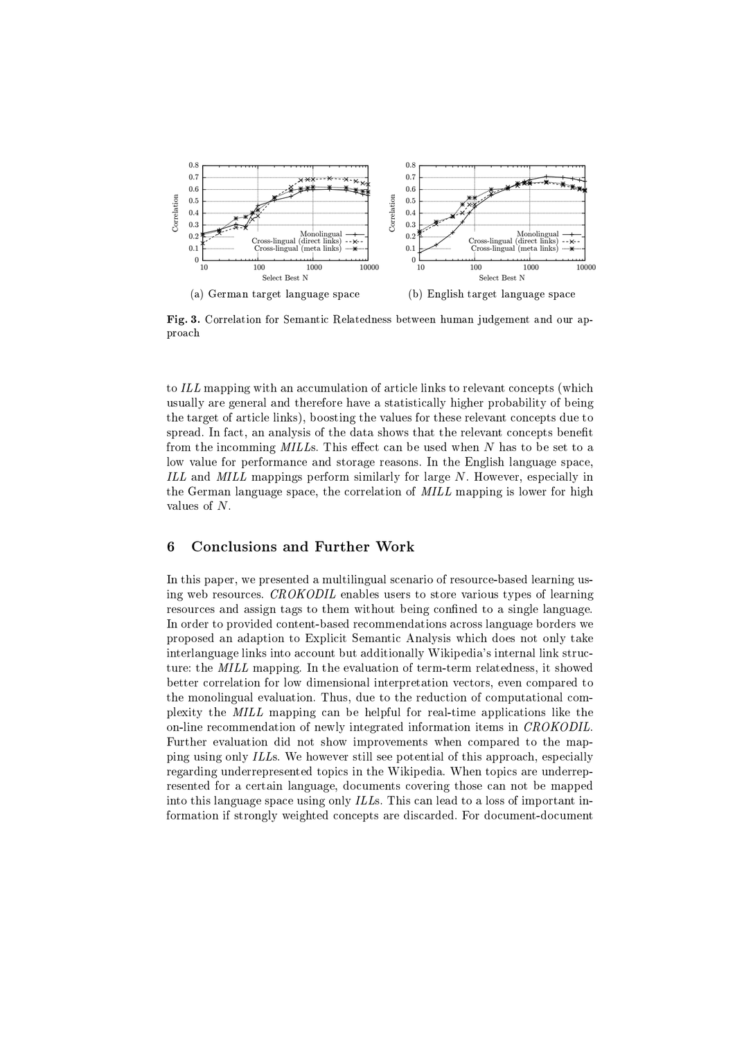0.8
0.7
0.6
0.5
0.4
0.3
0.2
0.1
0
Correlation
10
100
1000
10000
Select Best N
Monolingual
Cross-lingual (direct links)
Cross-lingual (meta links)

(a) German target language space

0.8
0.7
0.6
0.5
0.4
0.3
0.2
0.1
0
Correlation
10
100
1000
10000
Select Best N
Monolingual
Cross-lingual (direct links)
Cross-lingual (meta links)

(b) English target language space

**Fig. 3.** Correlation for Semantic Relatedness between human judgement and our approach

to *ILL* mapping with an accumulation of article links to relevant concepts (which usually are general and therefore have a statistically higher probability of being the target of article links), boosting the values for these relevant concepts due to spread. In fact, an analysis of the data shows that the relevant concepts benefit from the incomming *MILL*s. This effect can be used when $N$ has to be set to a low value for performance and storage reasons. In the English language space, *ILL* and *MILL* mappings perform similarly for large $N$. However, especially in the German language space, the correlation of *MILL* mapping is lower for high values of $N$.

## 6 Conclusions and Further Work

In this paper, we presented a multilingual scenario of resource-based learning using web resources. *CROKODIL* enables users to store various types of learning resources and assign tags to them without being confined to a single language. In order to provided content-based recommendations across language borders we proposed an adaption to Explicit Semantic Analysis which does not only take interlanguage links into account but additionally Wikipedia's internal link structure: the *MILL* mapping. In the evaluation of term-term relatedness, it showed better correlation for low dimensional interpretation vectors, even compared to the monolingual evaluation. Thus, due to the reduction of computational complexity the *MILL* mapping can be helpful for real-time applications like the on-line recommendation of newly integrated information items in *CROKODIL*. Further evaluation did not show improvements when compared to the mapping using only *ILL*s. We however still see potential of this approach, especially regarding underrepresented topics in the Wikipedia. When topics are underrepresented for a certain language, documents covering those can not be mapped into this language space using only *ILL*s. This can lead to a loss of important information if strongly weighted concepts are discarded. For document-document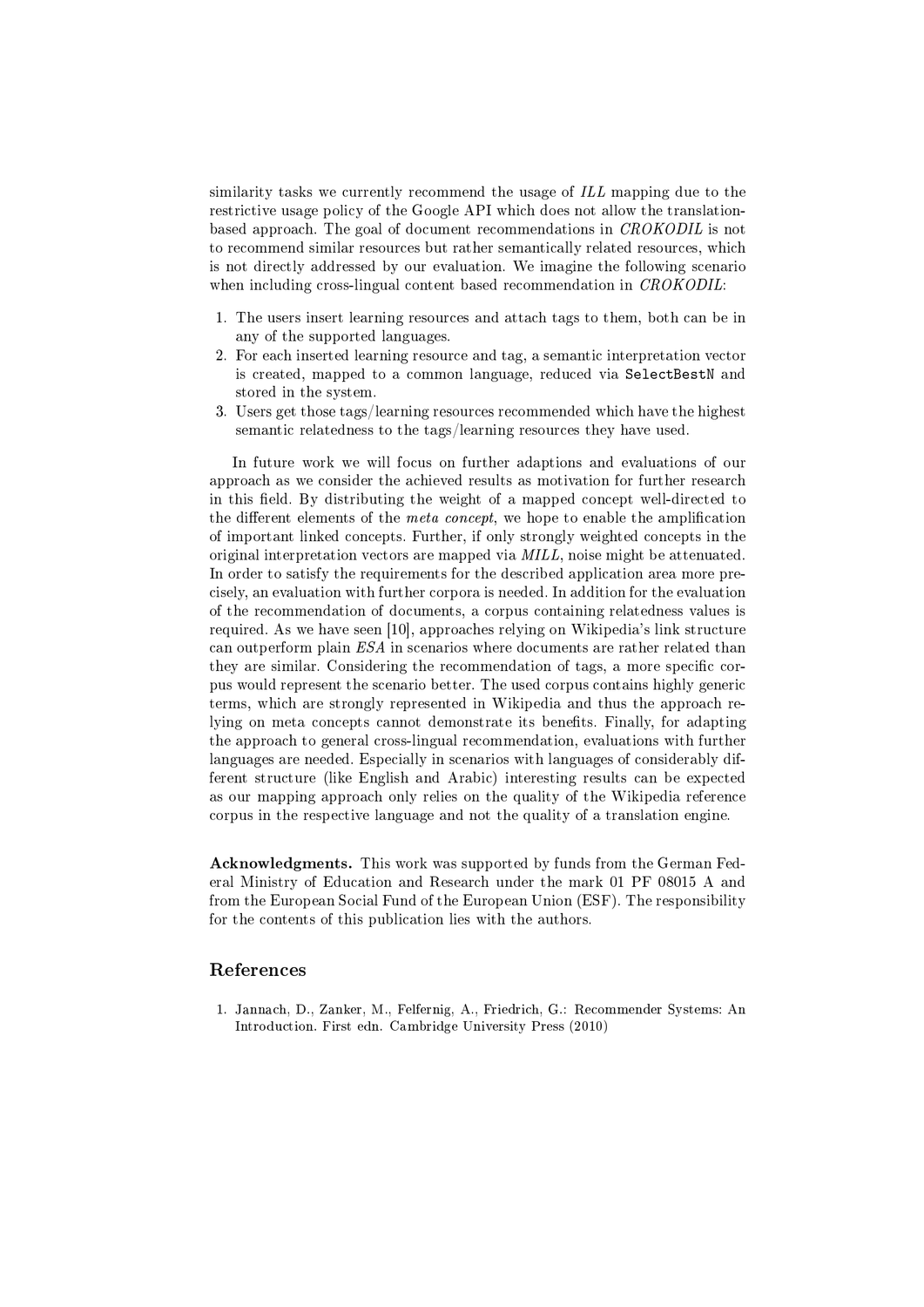similarity tasks we currently recommend the usage of *ILL* mapping due to the restrictive usage policy of the Google API which does not allow the translation-based approach. The goal of document recommendations in *CROKODIL* is not to recommend similar resources but rather semantically related resources, which is not directly addressed by our evaluation. We imagine the following scenario when including cross-lingual content based recommendation in *CROKODIL*:

1. The users insert learning resources and attach tags to them, both can be in any of the supported languages.
2. For each inserted learning resource and tag, a semantic interpretation vector is created, mapped to a common language, reduced via `SelectBestN` and stored in the system.
3. Users get those tags/learning resources recommended which have the highest semantic relatedness to the tags/learning resources they have used.

In future work we will focus on further adaptions and evaluations of our approach as we consider the achieved results as motivation for further research in this field. By distributing the weight of a mapped concept well-directed to the different elements of the *meta concept*, we hope to enable the amplification of important linked concepts. Further, if only strongly weighted concepts in the original interpretation vectors are mapped via *MILL*, noise might be attenuated. In order to satisfy the requirements for the described application area more precisely, an evaluation with further corpora is needed. In addition for the evaluation of the recommendation of documents, a corpus containing relatedness values is required. As we have seen [10], approaches relying on Wikipedia's link structure can outperform plain *ESA* in scenarios where documents are rather related than they are similar. Considering the recommendation of tags, a more specific corpus would represent the scenario better. The used corpus contains highly generic terms, which are strongly represented in Wikipedia and thus the approach relying on meta concepts cannot demonstrate its benefits. Finally, for adapting the approach to general cross-lingual recommendation, evaluations with further languages are needed. Especially in scenarios with languages of considerably different structure (like English and Arabic) interesting results can be expected as our mapping approach only relies on the quality of the Wikipedia reference corpus in the respective language and not the quality of a translation engine.

**Acknowledgments.** This work was supported by funds from the German Federal Ministry of Education and Research under the mark 01 PF 08015 A and from the European Social Fund of the European Union (ESF). The responsibility for the contents of this publication lies with the authors.

## References

1. Jannach, D., Zanker, M., Felfernig, A., Friedrich, G.: Recommender Systems: An Introduction. First edn. Cambridge University Press (2010)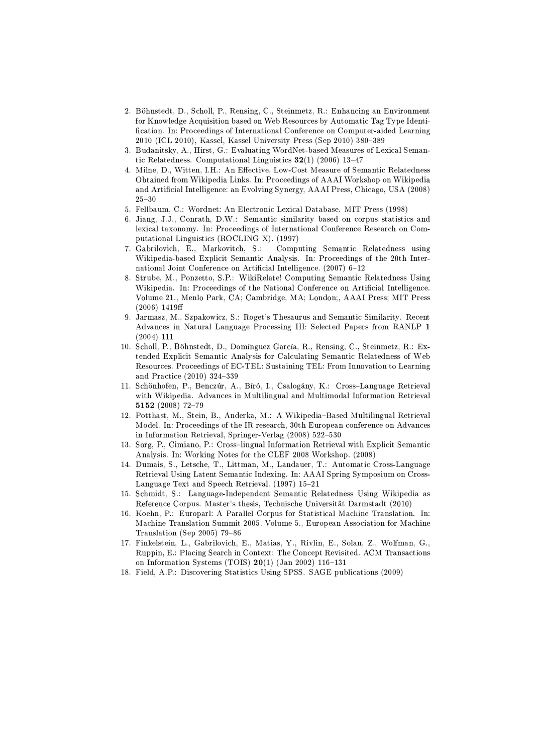2. Böhnstedt, D., Scholl, P., Rensing, C., Steinmetz, R.: Enhancing an Environment for Knowledge Acquisition based on Web Resources by Automatic Tag Type Identification. In: Proceedings of International Conference on Computer-aided Learning 2010 (ICL 2010), Kassel, Kassel University Press (Sep 2010) 380–389
3. Budanitsky, A., Hirst, G.: Evaluating WordNet-based Measures of Lexical Semantic Relatedness. Computational Linguistics **32**(1) (2006) 13–47
4. Milne, D., Witten, I.H.: An Effective, Low-Cost Measure of Semantic Relatedness Obtained from Wikipedia Links. In: Proceedings of AAAI Workshop on Wikipedia and Artificial Intelligence: an Evolving Synergy, AAAI Press, Chicago, USA (2008) 25–30
5. Fellbaum, C.: Wordnet: An Electronic Lexical Database. MIT Press (1998)
6. Jiang, J.J., Conrath, D.W.: Semantic similarity based on corpus statistics and lexical taxonomy. In: Proceedings of International Conference Research on Computational Linguistics (ROCLING X). (1997)
7. Gabrilovich, E., Markovitch, S.: Computing Semantic Relatedness using Wikipedia-based Explicit Semantic Analysis. In: Proceedings of the 20th International Joint Conference on Artificial Intelligence. (2007) 6–12
8. Strube, M., Ponzetto, S.P.: WikiRelate! Computing Semantic Relatedness Using Wikipedia. In: Proceedings of the National Conference on Artificial Intelligence. Volume 21., Menlo Park, CA; Cambridge, MA; London;, AAAI Press; MIT Press (2006) 1419ff
9. Jarmasz, M., Szpakowicz, S.: Roget's Thesaurus and Semantic Similarity. Recent Advances in Natural Language Processing III: Selected Papers from RANLP **1** (2004) 111
10. Scholl, P., Böhnstedt, D., Domínguez García, R., Rensing, C., Steinmetz, R.: Extended Explicit Semantic Analysis for Calculating Semantic Relatedness of Web Resources. Proceedings of EC-TEL: Sustaining TEL: From Innovation to Learning and Practice (2010) 324–339
11. Schönhofen, P., Benczúr, A., Bíró, I., Csalogány, K.: Cross–Language Retrieval with Wikipedia. Advances in Multilingual and Multimodal Information Retrieval **5152** (2008) 72–79
12. Potthast, M., Stein, B., Anderka, M.: A Wikipedia–Based Multilingual Retrieval Model. In: Proceedings of the IR research, 30th European conference on Advances in Information Retrieval, Springer-Verlag (2008) 522–530
13. Sorg, P., Cimiano, P.: Cross–lingual Information Retrieval with Explicit Semantic Analysis. In: Working Notes for the CLEF 2008 Workshop. (2008)
14. Dumais, S., Letsche, T., Littman, M., Landauer, T.: Automatic Cross-Language Retrieval Using Latent Semantic Indexing. In: AAAI Spring Symposium on Cross-Language Text and Speech Retrieval. (1997) 15–21
15. Schmidt, S.: Language-Independent Semantic Relatedness Using Wikipedia as Reference Corpus. Master's thesis, Technische Universität Darmstadt (2010)
16. Koehn, P.: Europarl: A Parallel Corpus for Statistical Machine Translation. In: Machine Translation Summit 2005. Volume 5., European Association for Machine Translation (Sep 2005) 79–86
17. Finkelstein, L., Gabrilovich, E., Matias, Y., Rivlin, E., Solan, Z., Wolfman, G., Ruppin, E.: Placing Search in Context: The Concept Revisited. ACM Transactions on Information Systems (TOIS) **20**(1) (Jan 2002) 116–131
18. Field, A.P.: Discovering Statistics Using SPSS. SAGE publications (2009)